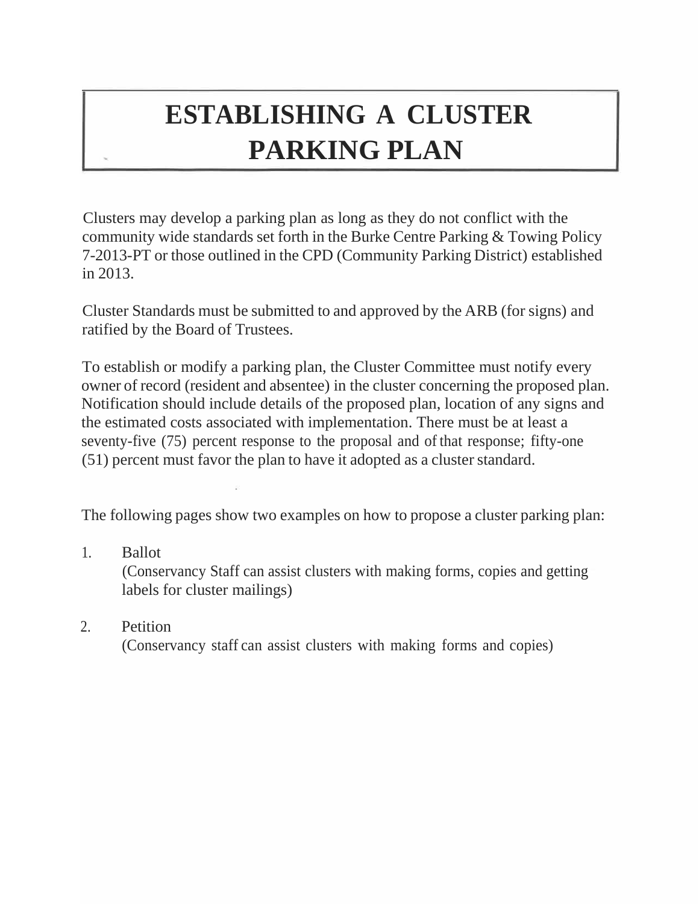# ESTABLISHING A CLUSTER PARKING PLAN

Clusters may develop a parking plan as long as they do not conflict with the community wide standards set forth in the Burke Centre Parking & Towing Policy 7-2013-PT or those outlined in the CPD (Community Parking District) established in 2013.

Cluster Standards must be submitted to and approved by the ARB (for signs) and ratified by the Board of Trustees.

To establish or modify a parking plan, the Cluster Committee must notify every owner of record (resident and absentee) in the cluster concerning the proposed plan. Notification should include details of the proposed plan, location of any signs and the estimated costs associated with implementation. There must be at least a seventy-five (75) percent response to the proposal and of that response; fifty-one (51) percent must favor the plan to have it adopted as a cluster standard.

The following pages show two examples on how to propose a cluster parking plan:

1. Ballot
   (Conservancy Staff can assist clusters with making forms, copies and getting labels for cluster mailings)

2. Petition
   (Conservancy staff can assist clusters with making forms and copies)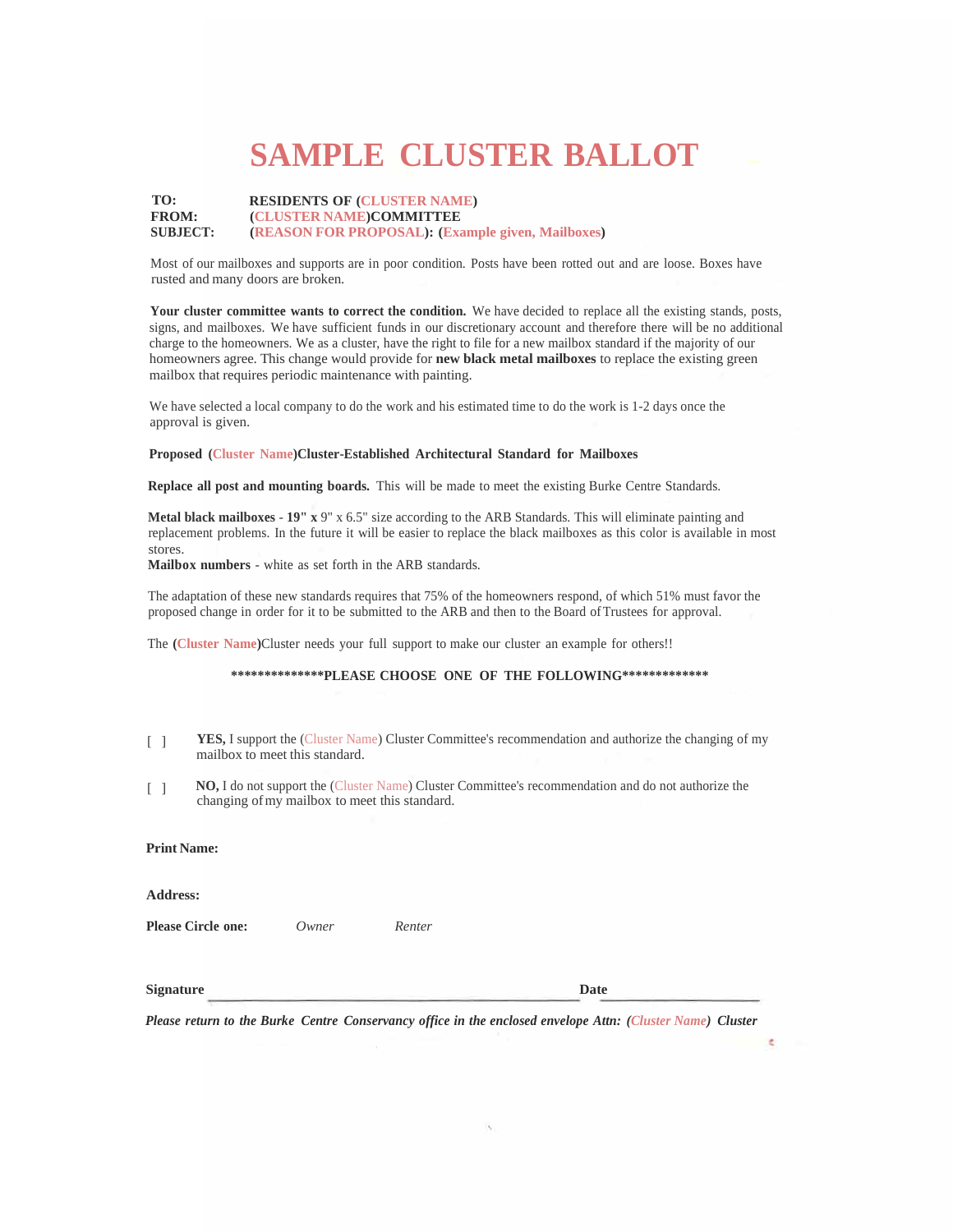# SAMPLE CLUSTER BALLOT

**TO:** **RESIDENTS OF (CLUSTER NAME)**
**FROM:** **(CLUSTER NAME)COMMITTEE**
**SUBJECT:** **(REASON FOR PROPOSAL): (Example given, Mailboxes)**

Most of our mailboxes and supports are in poor condition. Posts have been rotted out and are loose. Boxes have rusted and many doors are broken.

**Your cluster committee wants to correct the condition.** We have decided to replace all the existing stands, posts, signs, and mailboxes. We have sufficient funds in our discretionary account and therefore there will be no additional charge to the homeowners. We as a cluster, have the right to file for a new mailbox standard if the majority of our homeowners agree. This change would provide for **new black metal mailboxes** to replace the existing green mailbox that requires periodic maintenance with painting.

We have selected a local company to do the work and his estimated time to do the work is 1-2 days once the approval is given.

**Proposed (Cluster Name)Cluster-Established Architectural Standard for Mailboxes**

**Replace all post and mounting boards.** This will be made to meet the existing Burke Centre Standards.

**Metal black mailboxes - 19" x** 9" x 6.5" size according to the ARB Standards. This will eliminate painting and replacement problems. In the future it will be easier to replace the black mailboxes as this color is available in most stores.
**Mailbox numbers** - white as set forth in the ARB standards.

The adaptation of these new standards requires that 75% of the homeowners respond, of which 51% must favor the proposed change in order for it to be submitted to the ARB and then to the Board of Trustees for approval.

The **(Cluster Name)**Cluster needs your full support to make our cluster an example for others!!

**\*\*\*\*\*\*\*\*\*\*\*\*\*\*PLEASE CHOOSE ONE OF THE FOLLOWING\*\*\*\*\*\*\*\*\*\*\*\*\***

[ ] **YES,** I support the (Cluster Name) Cluster Committee's recommendation and authorize the changing of my mailbox to meet this standard.

[ ] **NO,** I do not support the (Cluster Name) Cluster Committee's recommendation and do not authorize the changing of my mailbox to meet this standard.

**Print Name:**

**Address:**

**Please Circle one:** *Owner* *Renter*

**Signature** ______________________________ **Date** ______________

***Please return to the Burke Centre Conservancy office in the enclosed envelope Attn: (Cluster Name) Cluster***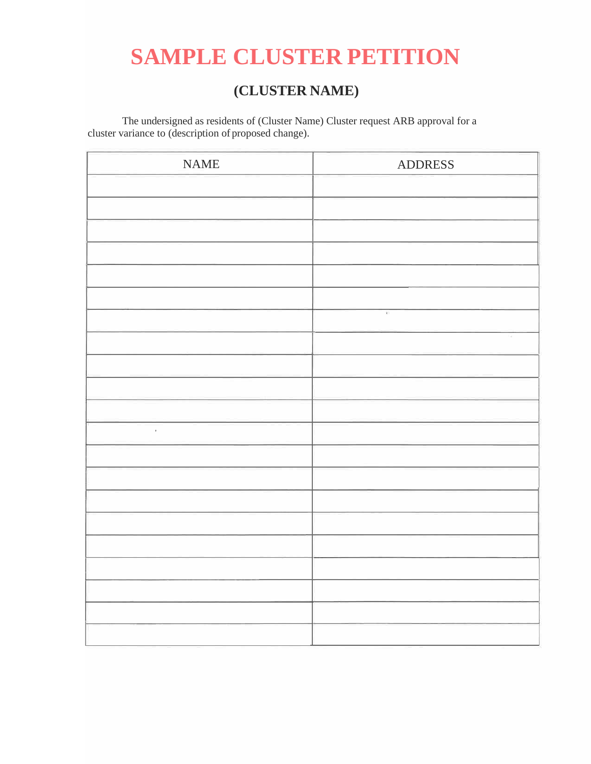# SAMPLE CLUSTER PETITION

## (CLUSTER NAME)

The undersigned as residents of (Cluster Name) Cluster request ARB approval for a cluster variance to (description of proposed change).

| NAME | ADDRESS |
|---|---|
| | |
| | |
| | |
| | |
| | |
| | |
| | |
| | |
| | |
| | |
| | |
| | |
| | |
| | |
| | |
| | |
| | |
| | |
| | |
| | |
| | |